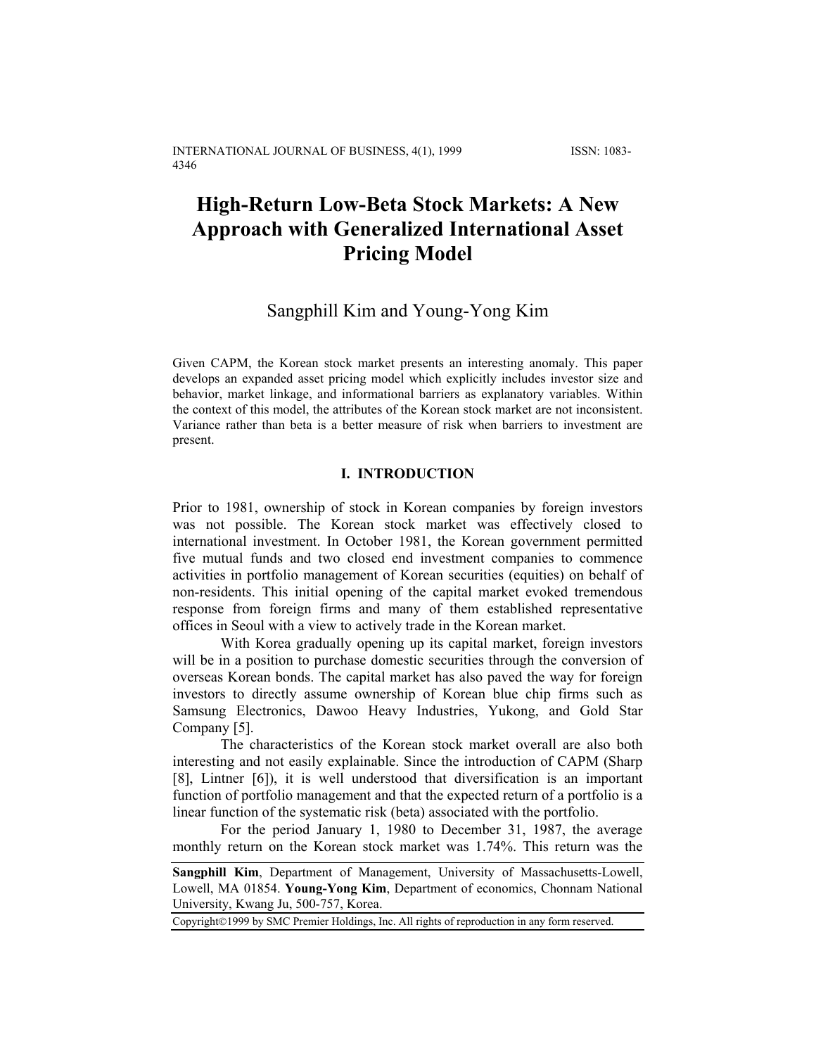# High-Return Low-Beta Stock Markets: A New Approach with Generalized International Asset Pricing Model

Sangphill Kim and Young-Yong Kim

Given CAPM, the Korean stock market presents an interesting anomaly. This paper develops an expanded asset pricing model which explicitly includes investor size and behavior, market linkage, and informational barriers as explanatory variables. Within the context of this model, the attributes of the Korean stock market are not inconsistent. Variance rather than beta is a better measure of risk when barriers to investment are present.

## I. INTRODUCTION

Prior to 1981, ownership of stock in Korean companies by foreign investors was not possible. The Korean stock market was effectively closed to international investment. In October 1981, the Korean government permitted five mutual funds and two closed end investment companies to commence activities in portfolio management of Korean securities (equities) on behalf of non-residents. This initial opening of the capital market evoked tremendous response from foreign firms and many of them established representative offices in Seoul with a view to actively trade in the Korean market.

With Korea gradually opening up its capital market, foreign investors will be in a position to purchase domestic securities through the conversion of overseas Korean bonds. The capital market has also paved the way for foreign investors to directly assume ownership of Korean blue chip firms such as Samsung Electronics, Dawoo Heavy Industries, Yukong, and Gold Star Company [5].

The characteristics of the Korean stock market overall are also both interesting and not easily explainable. Since the introduction of CAPM (Sharp [8], Lintner [6]), it is well understood that diversification is an important function of portfolio management and that the expected return of a portfolio is a linear function of the systematic risk (beta) associated with the portfolio.

For the period January 1, 1980 to December 31, 1987, the average monthly return on the Korean stock market was 1.74%. This return was the

**Sangphill Kim**, Department of Management, University of Massachusetts-Lowell, Lowell, MA 01854. **Young-Yong Kim**, Department of economics, Chonnam National University, Kwang Ju, 500-757, Korea.

Copyright©1999 by SMC Premier Holdings, Inc. All rights of reproduction in any form reserved.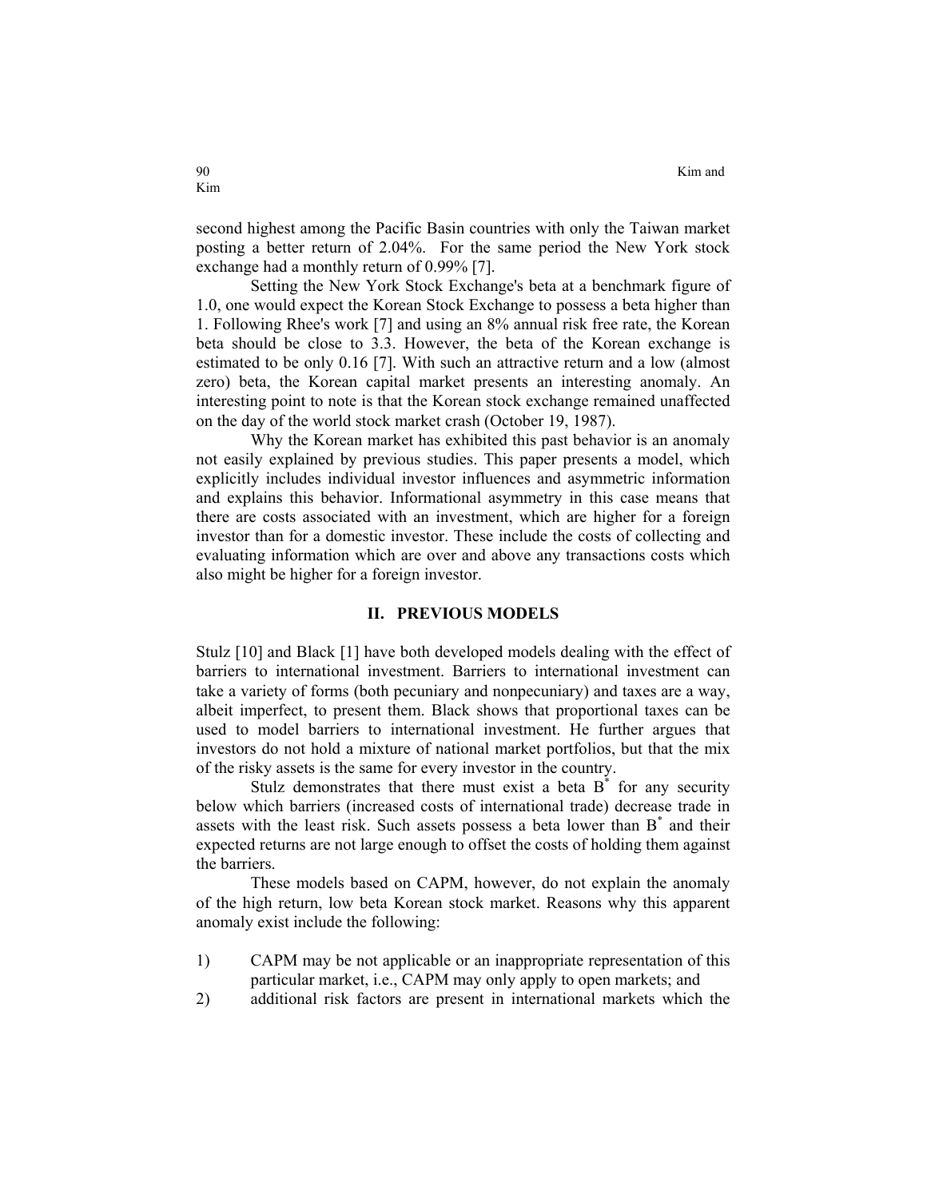second highest among the Pacific Basin countries with only the Taiwan market posting a better return of 2.04%. For the same period the New York stock exchange had a monthly return of 0.99% [7].

Setting the New York Stock Exchange's beta at a benchmark figure of 1.0, one would expect the Korean Stock Exchange to possess a beta higher than 1. Following Rhee's work [7] and using an 8% annual risk free rate, the Korean beta should be close to 3.3. However, the beta of the Korean exchange is estimated to be only 0.16 [7]. With such an attractive return and a low (almost zero) beta, the Korean capital market presents an interesting anomaly. An interesting point to note is that the Korean stock exchange remained unaffected on the day of the world stock market crash (October 19, 1987).

Why the Korean market has exhibited this past behavior is an anomaly not easily explained by previous studies. This paper presents a model, which explicitly includes individual investor influences and asymmetric information and explains this behavior. Informational asymmetry in this case means that there are costs associated with an investment, which are higher for a foreign investor than for a domestic investor. These include the costs of collecting and evaluating information which are over and above any transactions costs which also might be higher for a foreign investor.

## II. PREVIOUS MODELS

Stulz [10] and Black [1] have both developed models dealing with the effect of barriers to international investment. Barriers to international investment can take a variety of forms (both pecuniary and nonpecuniary) and taxes are a way, albeit imperfect, to present them. Black shows that proportional taxes can be used to model barriers to international investment. He further argues that investors do not hold a mixture of national market portfolios, but that the mix of the risky assets is the same for every investor in the country.

Stulz demonstrates that there must exist a beta $B^*$ for any security below which barriers (increased costs of international trade) decrease trade in assets with the least risk. Such assets possess a beta lower than $B^*$ and their expected returns are not large enough to offset the costs of holding them against the barriers.

These models based on CAPM, however, do not explain the anomaly of the high return, low beta Korean stock market. Reasons why this apparent anomaly exist include the following:

1) CAPM may be not applicable or an inappropriate representation of this particular market, i.e., CAPM may only apply to open markets; and
2) additional risk factors are present in international markets which the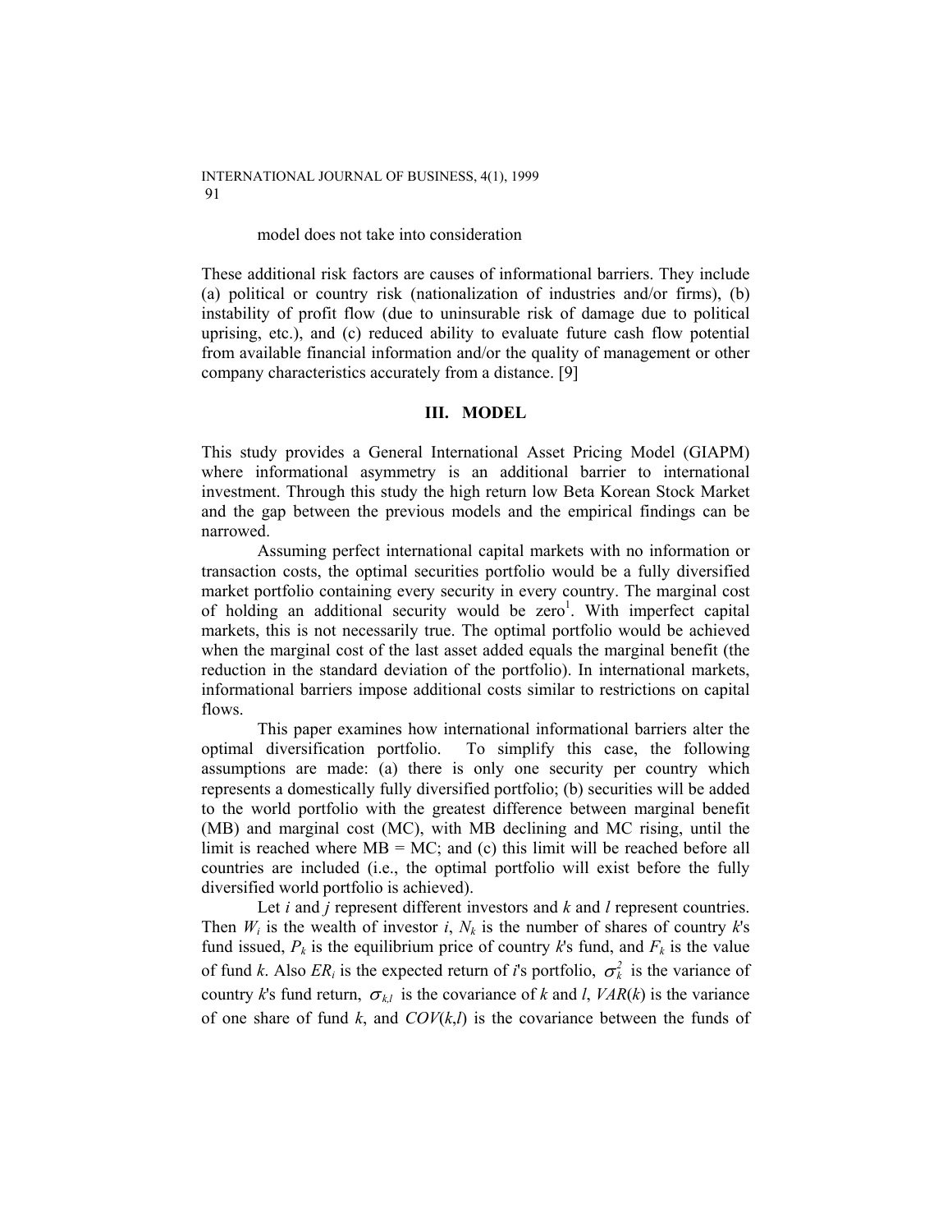model does not take into consideration

These additional risk factors are causes of informational barriers. They include (a) political or country risk (nationalization of industries and/or firms), (b) instability of profit flow (due to uninsurable risk of damage due to political uprising, etc.), and (c) reduced ability to evaluate future cash flow potential from available financial information and/or the quality of management or other company characteristics accurately from a distance. [9]

## III. MODEL

This study provides a General International Asset Pricing Model (GIAPM) where informational asymmetry is an additional barrier to international investment. Through this study the high return low Beta Korean Stock Market and the gap between the previous models and the empirical findings can be narrowed.

Assuming perfect international capital markets with no information or transaction costs, the optimal securities portfolio would be a fully diversified market portfolio containing every security in every country. The marginal cost of holding an additional security would be zero[1]. With imperfect capital markets, this is not necessarily true. The optimal portfolio would be achieved when the marginal cost of the last asset added equals the marginal benefit (the reduction in the standard deviation of the portfolio). In international markets, informational barriers impose additional costs similar to restrictions on capital flows.

This paper examines how international informational barriers alter the optimal diversification portfolio. To simplify this case, the following assumptions are made: (a) there is only one security per country which represents a domestically fully diversified portfolio; (b) securities will be added to the world portfolio with the greatest difference between marginal benefit (MB) and marginal cost (MC), with MB declining and MC rising, until the limit is reached where MB = MC; and (c) this limit will be reached before all countries are included (i.e., the optimal portfolio will exist before the fully diversified world portfolio is achieved).

Let $i$ and $j$ represent different investors and $k$ and $l$ represent countries. Then $W_i$ is the wealth of investor $i$, $N_k$ is the number of shares of country $k$'s fund issued, $P_k$ is the equilibrium price of country $k$'s fund, and $F_k$ is the value of fund $k$. Also $ER_i$ is the expected return of $i$'s portfolio, $\sigma_k^2$ is the variance of country $k$'s fund return, $\sigma_{k,l}$ is the covariance of $k$ and $l$, $VAR(k)$ is the variance of one share of fund $k$, and $COV(k,l)$ is the covariance between the funds of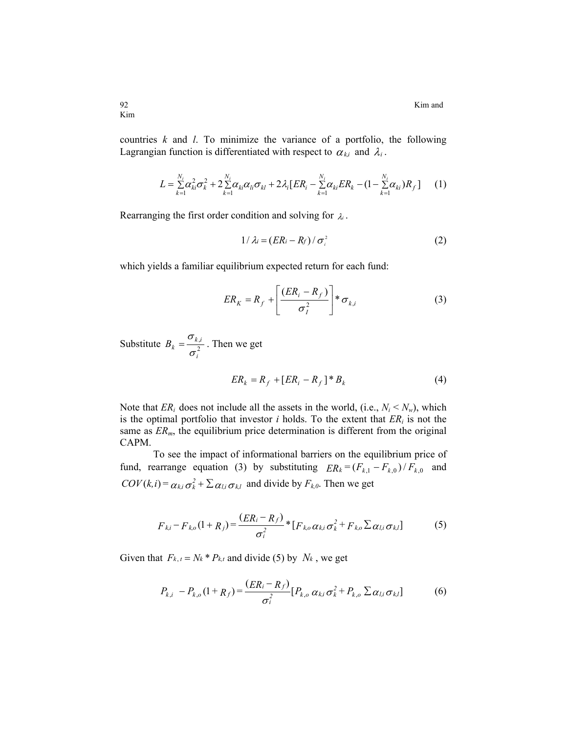countries $k$ and $l$. To minimize the variance of a portfolio, the following Lagrangian function is differentiated with respect to $\alpha_{k,i}$ and $\lambda_i$.

$$L = \sum_{k=1}^{N_i} \alpha_{ki}^2 \sigma_k^2 + 2\sum_{k=1}^{N_i} \alpha_{ki}\alpha_{li}\sigma_{kl} + 2\lambda_i [ER_i - \sum_{k=1}^{N_i} \alpha_{ki} ER_k - (1 - \sum_{k=1}^{N_i} \alpha_{ki}) R_f] \quad (1)$$

Rearranging the first order condition and solving for $\lambda_i$.

$$1/\lambda_i = (ER_i - R_f)/\sigma_i^2 \quad (2)$$

which yields a familiar equilibrium expected return for each fund:

$$ER_K = R_f + \left[ \frac{(ER_i - R_f)}{\sigma_I^2} \right] * \sigma_{k,i} \quad (3)$$

Substitute $B_k = \dfrac{\sigma_{k,i}}{\sigma_i^2}$. Then we get

$$ER_k = R_f + [ER_i - R_f] * B_k \quad (4)$$

Note that $ER_i$ does not include all the assets in the world, (i.e., $N_i < N_w$), which is the optimal portfolio that investor $i$ holds. To the extent that $ER_i$ is not the same as $ER_m$, the equilibrium price determination is different from the original CAPM.

To see the impact of informational barriers on the equilibrium price of fund, rearrange equation (3) by substituting $ER_k = (F_{k,1} - F_{k,0})/F_{k,0}$ and $COV(k,i) = \alpha_{k,i}\sigma_k^2 + \sum \alpha_{l,i}\sigma_{k,l}$ and divide by $F_{k,0}$. Then we get

$$F_{k,i} - F_{k,o}(1 + R_j) = \frac{(ER_i - R_f)}{\sigma_i^2} * [F_{k,o}\alpha_{k,i}\sigma_k^2 + F_{k,o}\sum \alpha_{l,i}\sigma_{k,l}] \quad (5)$$

Given that $F_{k,t} = N_k * P_{k,t}$ and divide (5) by $N_k$, we get

$$P_{k,i} - P_{k,o}(1 + R_f) = \frac{(ER_i - R_f)}{\sigma_i^2} [P_{k,o}\alpha_{k,i}\sigma_k^2 + P_{k,o}\sum \alpha_{l,i}\sigma_{k,l}] \quad (6)$$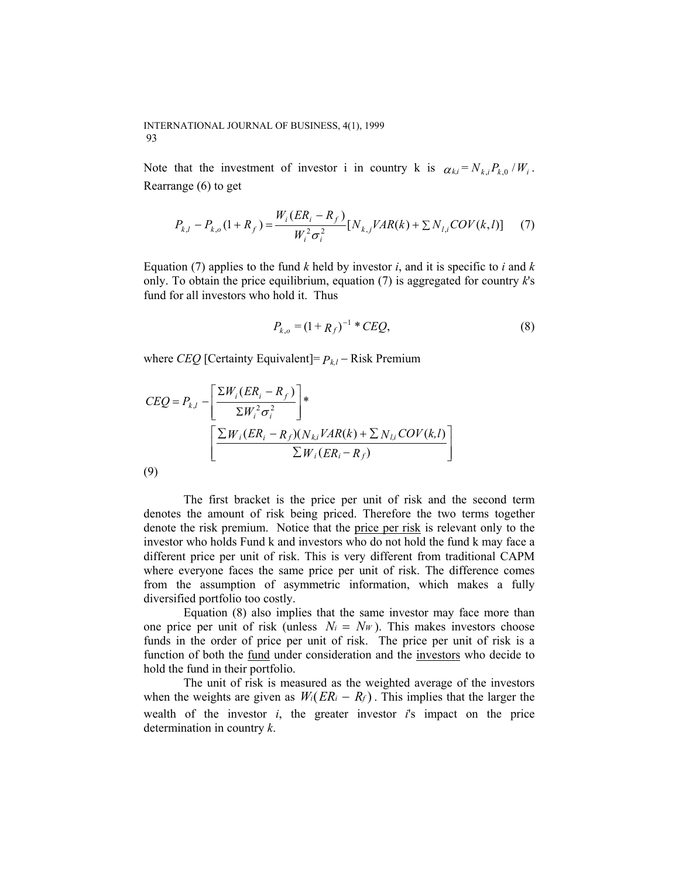Note that the investment of investor i in country k is $\alpha_{k,i} = N_{k,i} P_{k,0} / W_i$. Rearrange (6) to get

$$P_{k,l} - P_{k,o}(1 + R_f) = \frac{W_i(ER_i - R_f)}{W_i^2 \sigma_i^2}[N_{k,j} VAR(k) + \sum N_{l,i} COV(k,l)] \quad (7)$$

Equation (7) applies to the fund *k* held by investor *i*, and it is specific to *i* and *k* only. To obtain the price equilibrium, equation (7) is aggregated for country *k*'s fund for all investors who hold it. Thus

$$P_{k,o} = (1 + R_f)^{-1} * CEQ, \quad (8)$$

where *CEQ* [Certainty Equivalent]= $P_{k,l}$ − Risk Premium

$$CEQ = P_{k,l} - \left[\frac{\Sigma W_i(ER_i - R_f)}{\Sigma W_i^2 \sigma_i^2}\right] * \left[\frac{\sum W_i(ER_i - R_f)(N_{k,i} VAR(k) + \sum N_{l,i} COV(k,l)}{\sum W_i(ER_i - R_f)}\right]$$

(9)

The first bracket is the price per unit of risk and the second term denotes the amount of risk being priced. Therefore the two terms together denote the risk premium. Notice that the price per risk is relevant only to the investor who holds Fund k and investors who do not hold the fund k may face a different price per unit of risk. This is very different from traditional CAPM where everyone faces the same price per unit of risk. The difference comes from the assumption of asymmetric information, which makes a fully diversified portfolio too costly.

Equation (8) also implies that the same investor may face more than one price per unit of risk (unless $N_i = N_W$). This makes investors choose funds in the order of price per unit of risk. The price per unit of risk is a function of both the fund under consideration and the investors who decide to hold the fund in their portfolio.

The unit of risk is measured as the weighted average of the investors when the weights are given as $W_i(ER_i - R_f)$. This implies that the larger the wealth of the investor *i*, the greater investor *i*'s impact on the price determination in country *k*.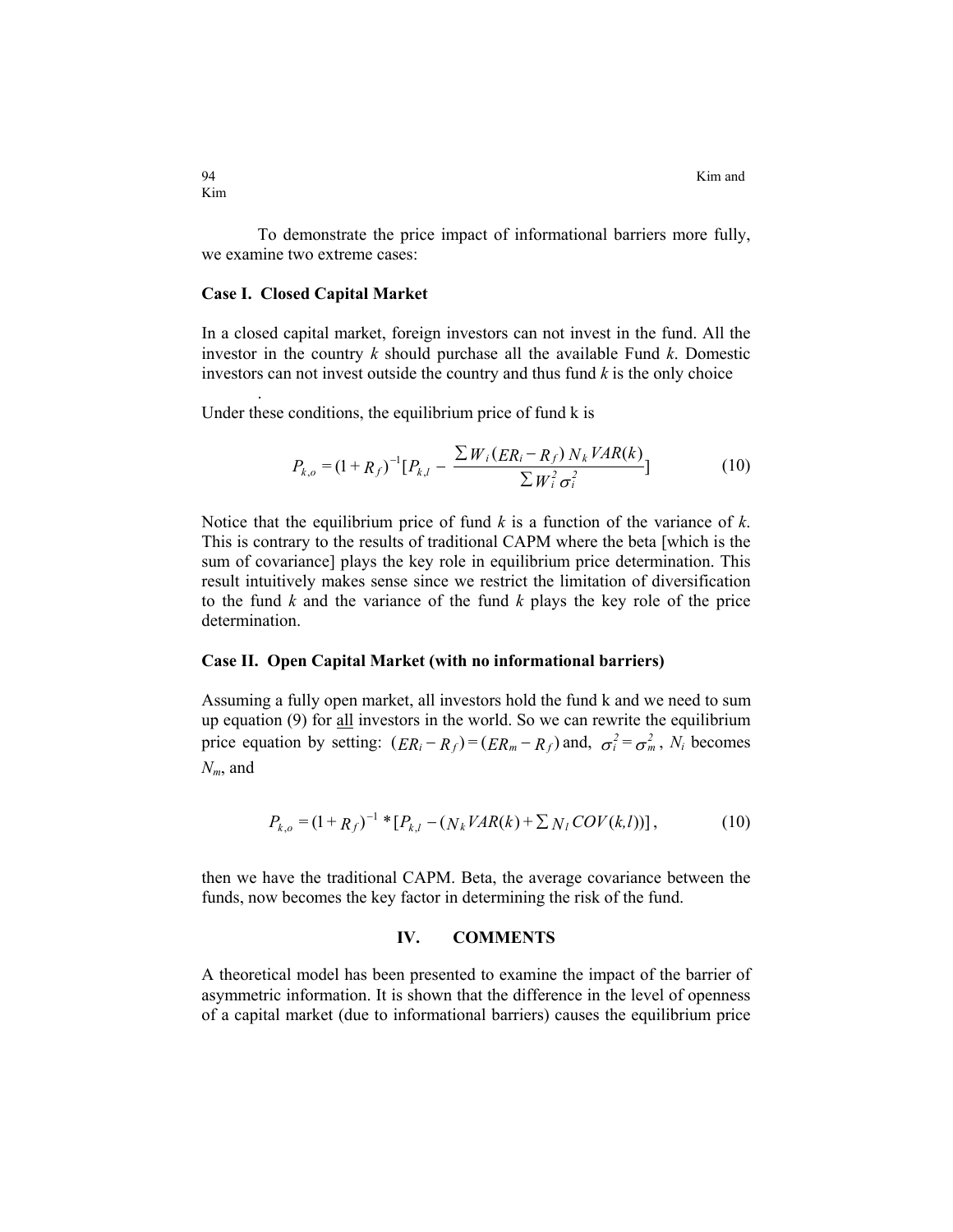To demonstrate the price impact of informational barriers more fully, we examine two extreme cases:

**Case I. Closed Capital Market**

In a closed capital market, foreign investors can not invest in the fund. All the investor in the country $k$ should purchase all the available Fund $k$. Domestic investors can not invest outside the country and thus fund $k$ is the only choice

.

Under these conditions, the equilibrium price of fund k is

$$P_{k,o} = (1 + R_f)^{-1}[P_{k,l} - \frac{\sum W_i (ER_i - R_f)\, N_k\, VAR(k)}{\sum W_i^2 \sigma_i^2}] \tag{10}$$

Notice that the equilibrium price of fund $k$ is a function of the variance of $k$. This is contrary to the results of traditional CAPM where the beta [which is the sum of covariance] plays the key role in equilibrium price determination. This result intuitively makes sense since we restrict the limitation of diversification to the fund $k$ and the variance of the fund $k$ plays the key role of the price determination.

**Case II. Open Capital Market (with no informational barriers)**

Assuming a fully open market, all investors hold the fund k and we need to sum up equation (9) for <u>all</u> investors in the world. So we can rewrite the equilibrium price equation by setting: $(ER_i - R_f) = (ER_m - R_f)$ and, $\sigma_i^2 = \sigma_m^2$, $N_i$ becomes $N_m$, and

$$P_{k,o} = (1 + R_f)^{-1} * [P_{k,l} - (N_k VAR(k) + \sum N_l\, COV(k,l))], \tag{10}$$

then we have the traditional CAPM. Beta, the average covariance between the funds, now becomes the key factor in determining the risk of the fund.

## IV. COMMENTS

A theoretical model has been presented to examine the impact of the barrier of asymmetric information. It is shown that the difference in the level of openness of a capital market (due to informational barriers) causes the equilibrium price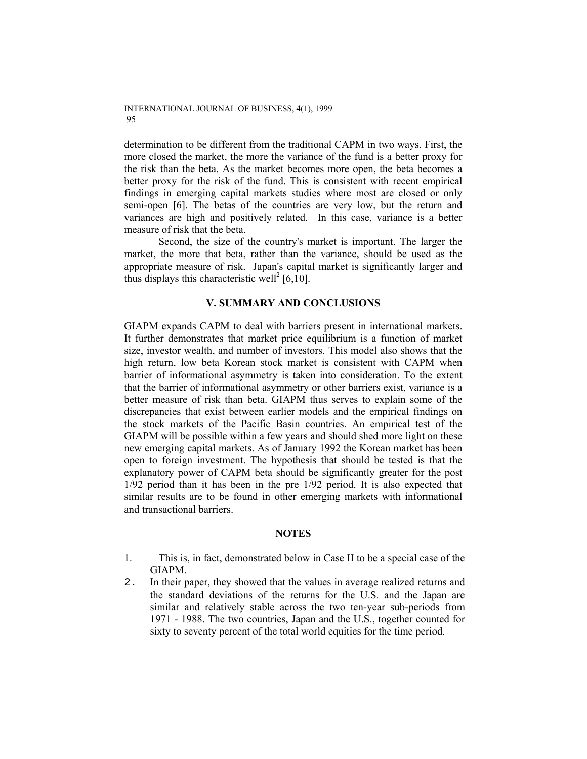determination to be different from the traditional CAPM in two ways. First, the more closed the market, the more the variance of the fund is a better proxy for the risk than the beta. As the market becomes more open, the beta becomes a better proxy for the risk of the fund. This is consistent with recent empirical findings in emerging capital markets studies where most are closed or only semi-open [6]. The betas of the countries are very low, but the return and variances are high and positively related. In this case, variance is a better measure of risk that the beta.

Second, the size of the country's market is important. The larger the market, the more that beta, rather than the variance, should be used as the appropriate measure of risk. Japan's capital market is significantly larger and thus displays this characteristic well[2] [6,10].

## V. SUMMARY AND CONCLUSIONS

GIAPM expands CAPM to deal with barriers present in international markets. It further demonstrates that market price equilibrium is a function of market size, investor wealth, and number of investors. This model also shows that the high return, low beta Korean stock market is consistent with CAPM when barrier of informational asymmetry is taken into consideration. To the extent that the barrier of informational asymmetry or other barriers exist, variance is a better measure of risk than beta. GIAPM thus serves to explain some of the discrepancies that exist between earlier models and the empirical findings on the stock markets of the Pacific Basin countries. An empirical test of the GIAPM will be possible within a few years and should shed more light on these new emerging capital markets. As of January 1992 the Korean market has been open to foreign investment. The hypothesis that should be tested is that the explanatory power of CAPM beta should be significantly greater for the post 1/92 period than it has been in the pre 1/92 period. It is also expected that similar results are to be found in other emerging markets with informational and transactional barriers.

## NOTES

1. This is, in fact, demonstrated below in Case II to be a special case of the GIAPM.
2. In their paper, they showed that the values in average realized returns and the standard deviations of the returns for the U.S. and the Japan are similar and relatively stable across the two ten-year sub-periods from 1971 - 1988. The two countries, Japan and the U.S., together counted for sixty to seventy percent of the total world equities for the time period.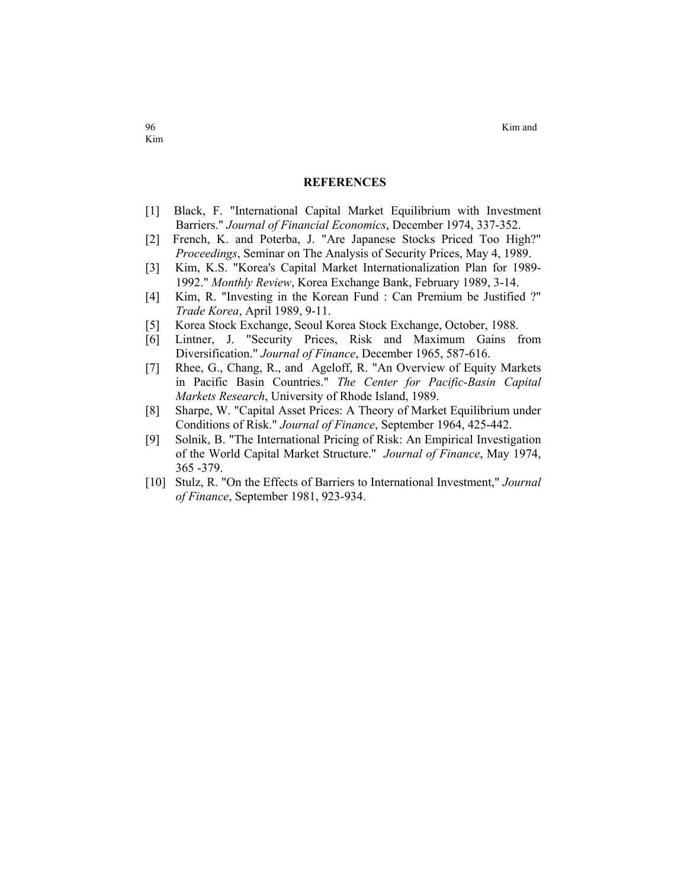## REFERENCES

[1] Black, F. "International Capital Market Equilibrium with Investment Barriers." *Journal of Financial Economics*, December 1974, 337-352.

[2] French, K. and Poterba, J. "Are Japanese Stocks Priced Too High?" *Proceedings*, Seminar on The Analysis of Security Prices, May 4, 1989.

[3] Kim, K.S. "Korea's Capital Market Internationalization Plan for 1989-1992." *Monthly Review*, Korea Exchange Bank, February 1989, 3-14.

[4] Kim, R. "Investing in the Korean Fund : Can Premium be Justified ?" *Trade Korea*, April 1989, 9-11.

[5] Korea Stock Exchange, Seoul Korea Stock Exchange, October, 1988.

[6] Lintner, J. "Security Prices, Risk and Maximum Gains from Diversification." *Journal of Finance*, December 1965, 587-616.

[7] Rhee, G., Chang, R., and Ageloff, R. "An Overview of Equity Markets in Pacific Basin Countries." *The Center for Pacific-Basin Capital Markets Research*, University of Rhode Island, 1989.

[8] Sharpe, W. "Capital Asset Prices: A Theory of Market Equilibrium under Conditions of Risk." *Journal of Finance*, September 1964, 425-442.

[9] Solnik, B. "The International Pricing of Risk: An Empirical Investigation of the World Capital Market Structure." *Journal of Finance*, May 1974, 365 -379.

[10] Stulz, R. "On the Effects of Barriers to International Investment," *Journal of Finance*, September 1981, 923-934.